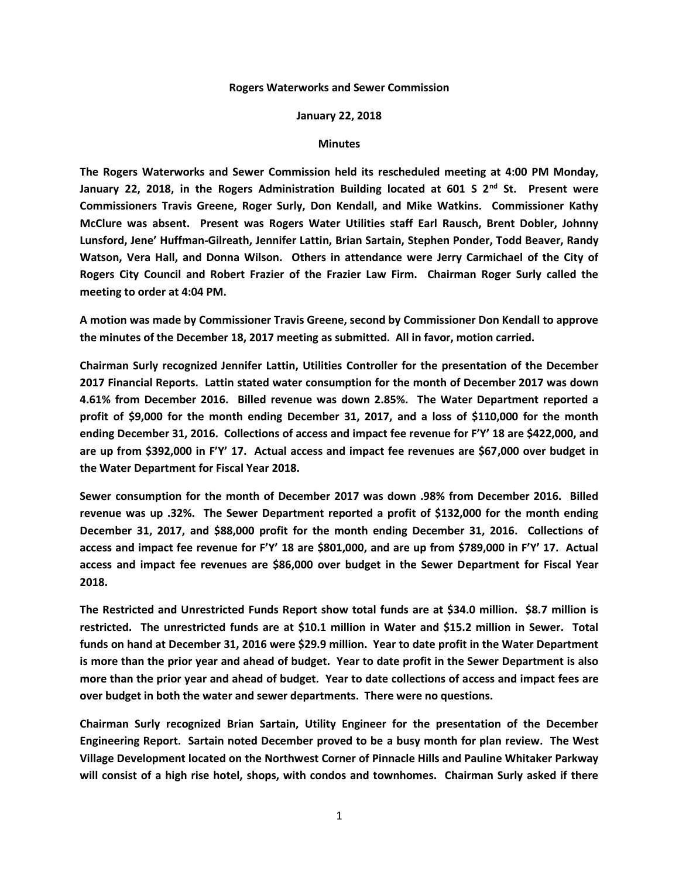**Rogers Waterworks and Sewer Commission**

**January 22, 2018**

**Minutes**

**The Rogers Waterworks and Sewer Commission held its rescheduled meeting at 4:00 PM Monday, January 22, 2018, in the Rogers Administration Building located at 601 S 2nd St. Present were Commissioners Travis Greene, Roger Surly, Don Kendall, and Mike Watkins. Commissioner Kathy McClure was absent. Present was Rogers Water Utilities staff Earl Rausch, Brent Dobler, Johnny Lunsford, Jene' Huffman-Gilreath, Jennifer Lattin, Brian Sartain, Stephen Ponder, Todd Beaver, Randy Watson, Vera Hall, and Donna Wilson. Others in attendance were Jerry Carmichael of the City of Rogers City Council and Robert Frazier of the Frazier Law Firm. Chairman Roger Surly called the meeting to order at 4:04 PM.**

**A motion was made by Commissioner Travis Greene, second by Commissioner Don Kendall to approve the minutes of the December 18, 2017 meeting as submitted. All in favor, motion carried.**

**Chairman Surly recognized Jennifer Lattin, Utilities Controller for the presentation of the December 2017 Financial Reports. Lattin stated water consumption for the month of December 2017 was down 4.61% from December 2016. Billed revenue was down 2.85%. The Water Department reported a profit of $9,000 for the month ending December 31, 2017, and a loss of $110,000 for the month ending December 31, 2016. Collections of access and impact fee revenue for F'Y' 18 are $422,000, and are up from $392,000 in F'Y' 17. Actual access and impact fee revenues are $67,000 over budget in the Water Department for Fiscal Year 2018.**

**Sewer consumption for the month of December 2017 was down .98% from December 2016. Billed revenue was up .32%. The Sewer Department reported a profit of $132,000 for the month ending December 31, 2017, and $88,000 profit for the month ending December 31, 2016. Collections of access and impact fee revenue for F'Y' 18 are $801,000, and are up from $789,000 in F'Y' 17. Actual access and impact fee revenues are $86,000 over budget in the Sewer Department for Fiscal Year 2018.**

**The Restricted and Unrestricted Funds Report show total funds are at $34.0 million. $8.7 million is restricted. The unrestricted funds are at $10.1 million in Water and $15.2 million in Sewer. Total funds on hand at December 31, 2016 were $29.9 million. Year to date profit in the Water Department is more than the prior year and ahead of budget. Year to date profit in the Sewer Department is also more than the prior year and ahead of budget. Year to date collections of access and impact fees are over budget in both the water and sewer departments. There were no questions.**

**Chairman Surly recognized Brian Sartain, Utility Engineer for the presentation of the December Engineering Report. Sartain noted December proved to be a busy month for plan review. The West Village Development located on the Northwest Corner of Pinnacle Hills and Pauline Whitaker Parkway will consist of a high rise hotel, shops, with condos and townhomes. Chairman Surly asked if there**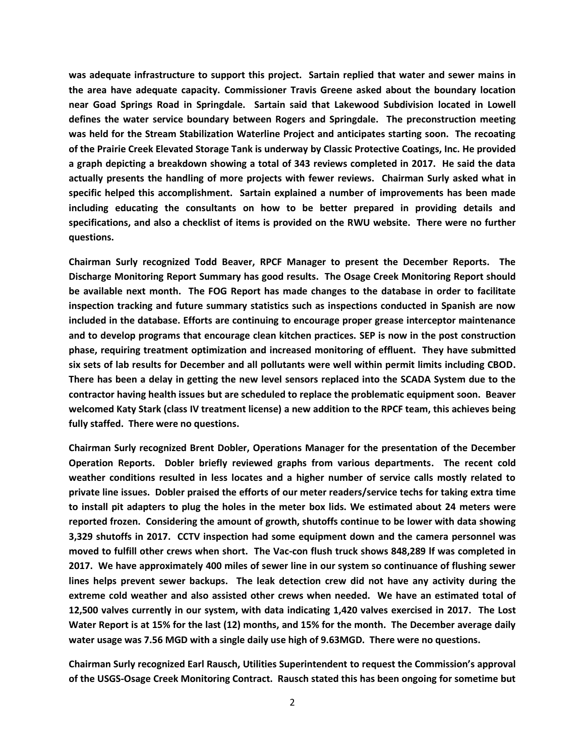**was adequate infrastructure to support this project. Sartain replied that water and sewer mains in the area have adequate capacity. Commissioner Travis Greene asked about the boundary location near Goad Springs Road in Springdale. Sartain said that Lakewood Subdivision located in Lowell defines the water service boundary between Rogers and Springdale. The preconstruction meeting was held for the Stream Stabilization Waterline Project and anticipates starting soon. The recoating of the Prairie Creek Elevated Storage Tank is underway by Classic Protective Coatings, Inc. He provided a graph depicting a breakdown showing a total of 343 reviews completed in 2017. He said the data actually presents the handling of more projects with fewer reviews. Chairman Surly asked what in specific helped this accomplishment. Sartain explained a number of improvements has been made including educating the consultants on how to be better prepared in providing details and specifications, and also a checklist of items is provided on the RWU website. There were no further questions.**

**Chairman Surly recognized Todd Beaver, RPCF Manager to present the December Reports. The Discharge Monitoring Report Summary has good results. The Osage Creek Monitoring Report should be available next month. The FOG Report has made changes to the database in order to facilitate inspection tracking and future summary statistics such as inspections conducted in Spanish are now included in the database. Efforts are continuing to encourage proper grease interceptor maintenance and to develop programs that encourage clean kitchen practices. SEP is now in the post construction phase, requiring treatment optimization and increased monitoring of effluent. They have submitted six sets of lab results for December and all pollutants were well within permit limits including CBOD. There has been a delay in getting the new level sensors replaced into the SCADA System due to the contractor having health issues but are scheduled to replace the problematic equipment soon. Beaver welcomed Katy Stark (class IV treatment license) a new addition to the RPCF team, this achieves being fully staffed. There were no questions.**

**Chairman Surly recognized Brent Dobler, Operations Manager for the presentation of the December Operation Reports. Dobler briefly reviewed graphs from various departments. The recent cold weather conditions resulted in less locates and a higher number of service calls mostly related to private line issues. Dobler praised the efforts of our meter readers/service techs for taking extra time to install pit adapters to plug the holes in the meter box lids. We estimated about 24 meters were reported frozen. Considering the amount of growth, shutoffs continue to be lower with data showing 3,329 shutoffs in 2017. CCTV inspection had some equipment down and the camera personnel was moved to fulfill other crews when short. The Vac-con flush truck shows 848,289 lf was completed in 2017. We have approximately 400 miles of sewer line in our system so continuance of flushing sewer lines helps prevent sewer backups. The leak detection crew did not have any activity during the extreme cold weather and also assisted other crews when needed. We have an estimated total of 12,500 valves currently in our system, with data indicating 1,420 valves exercised in 2017. The Lost Water Report is at 15% for the last (12) months, and 15% for the month. The December average daily water usage was 7.56 MGD with a single daily use high of 9.63MGD. There were no questions.**

**Chairman Surly recognized Earl Rausch, Utilities Superintendent to request the Commission's approval of the USGS-Osage Creek Monitoring Contract. Rausch stated this has been ongoing for sometime but**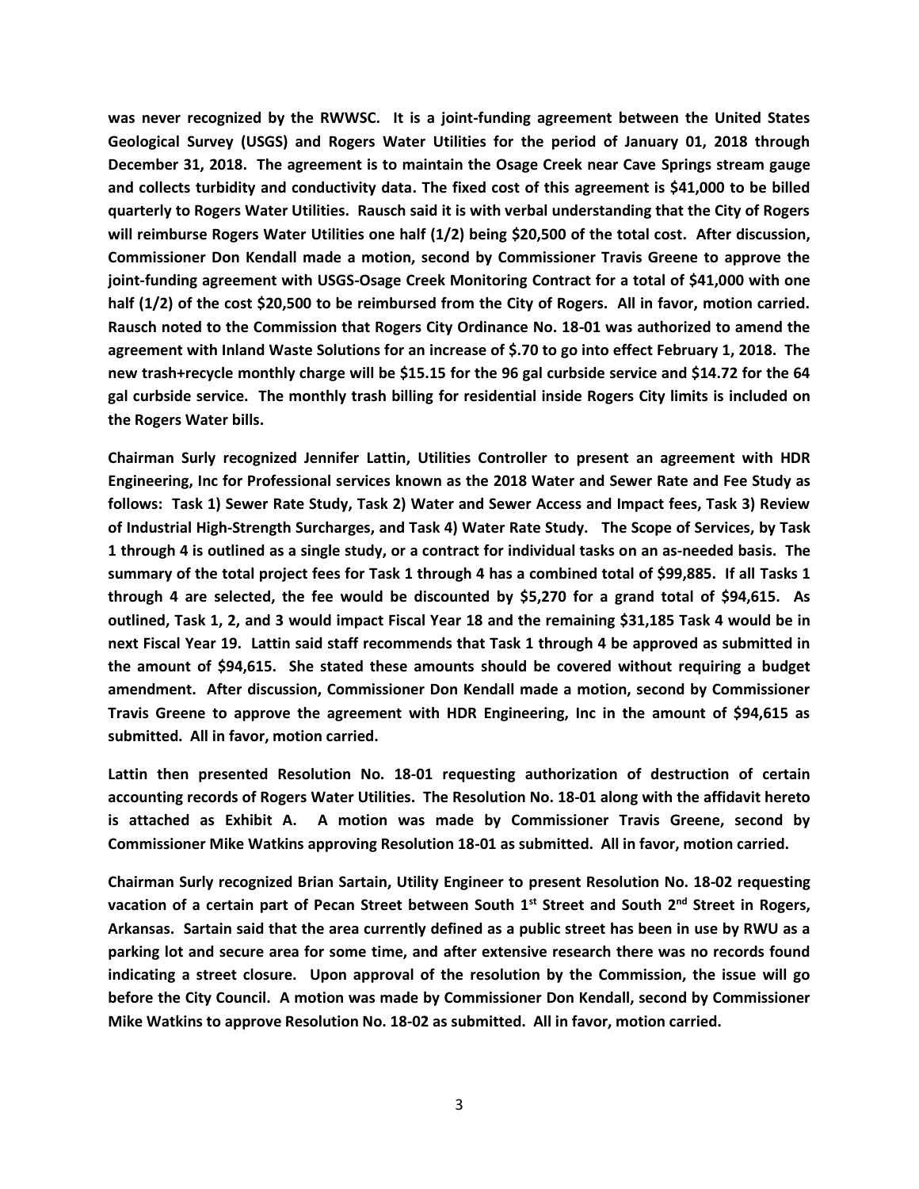**was never recognized by the RWWSC. It is a joint-funding agreement between the United States Geological Survey (USGS) and Rogers Water Utilities for the period of January 01, 2018 through December 31, 2018. The agreement is to maintain the Osage Creek near Cave Springs stream gauge and collects turbidity and conductivity data. The fixed cost of this agreement is $41,000 to be billed quarterly to Rogers Water Utilities. Rausch said it is with verbal understanding that the City of Rogers will reimburse Rogers Water Utilities one half (1/2) being $20,500 of the total cost. After discussion, Commissioner Don Kendall made a motion, second by Commissioner Travis Greene to approve the joint-funding agreement with USGS-Osage Creek Monitoring Contract for a total of $41,000 with one half (1/2) of the cost $20,500 to be reimbursed from the City of Rogers. All in favor, motion carried. Rausch noted to the Commission that Rogers City Ordinance No. 18-01 was authorized to amend the agreement with Inland Waste Solutions for an increase of $.70 to go into effect February 1, 2018. The new trash+recycle monthly charge will be $15.15 for the 96 gal curbside service and $14.72 for the 64 gal curbside service. The monthly trash billing for residential inside Rogers City limits is included on the Rogers Water bills.**

**Chairman Surly recognized Jennifer Lattin, Utilities Controller to present an agreement with HDR Engineering, Inc for Professional services known as the 2018 Water and Sewer Rate and Fee Study as follows: Task 1) Sewer Rate Study, Task 2) Water and Sewer Access and Impact fees, Task 3) Review of Industrial High-Strength Surcharges, and Task 4) Water Rate Study. The Scope of Services, by Task 1 through 4 is outlined as a single study, or a contract for individual tasks on an as-needed basis. The summary of the total project fees for Task 1 through 4 has a combined total of $99,885. If all Tasks 1 through 4 are selected, the fee would be discounted by $5,270 for a grand total of $94,615. As outlined, Task 1, 2, and 3 would impact Fiscal Year 18 and the remaining $31,185 Task 4 would be in next Fiscal Year 19. Lattin said staff recommends that Task 1 through 4 be approved as submitted in the amount of $94,615. She stated these amounts should be covered without requiring a budget amendment. After discussion, Commissioner Don Kendall made a motion, second by Commissioner Travis Greene to approve the agreement with HDR Engineering, Inc in the amount of $94,615 as submitted. All in favor, motion carried.**

**Lattin then presented Resolution No. 18-01 requesting authorization of destruction of certain accounting records of Rogers Water Utilities. The Resolution No. 18-01 along with the affidavit hereto is attached as Exhibit A. A motion was made by Commissioner Travis Greene, second by Commissioner Mike Watkins approving Resolution 18-01 as submitted. All in favor, motion carried.**

**Chairman Surly recognized Brian Sartain, Utility Engineer to present Resolution No. 18-02 requesting vacation of a certain part of Pecan Street between South 1st Street and South 2nd Street in Rogers, Arkansas. Sartain said that the area currently defined as a public street has been in use by RWU as a parking lot and secure area for some time, and after extensive research there was no records found indicating a street closure. Upon approval of the resolution by the Commission, the issue will go before the City Council. A motion was made by Commissioner Don Kendall, second by Commissioner Mike Watkins to approve Resolution No. 18-02 as submitted. All in favor, motion carried.**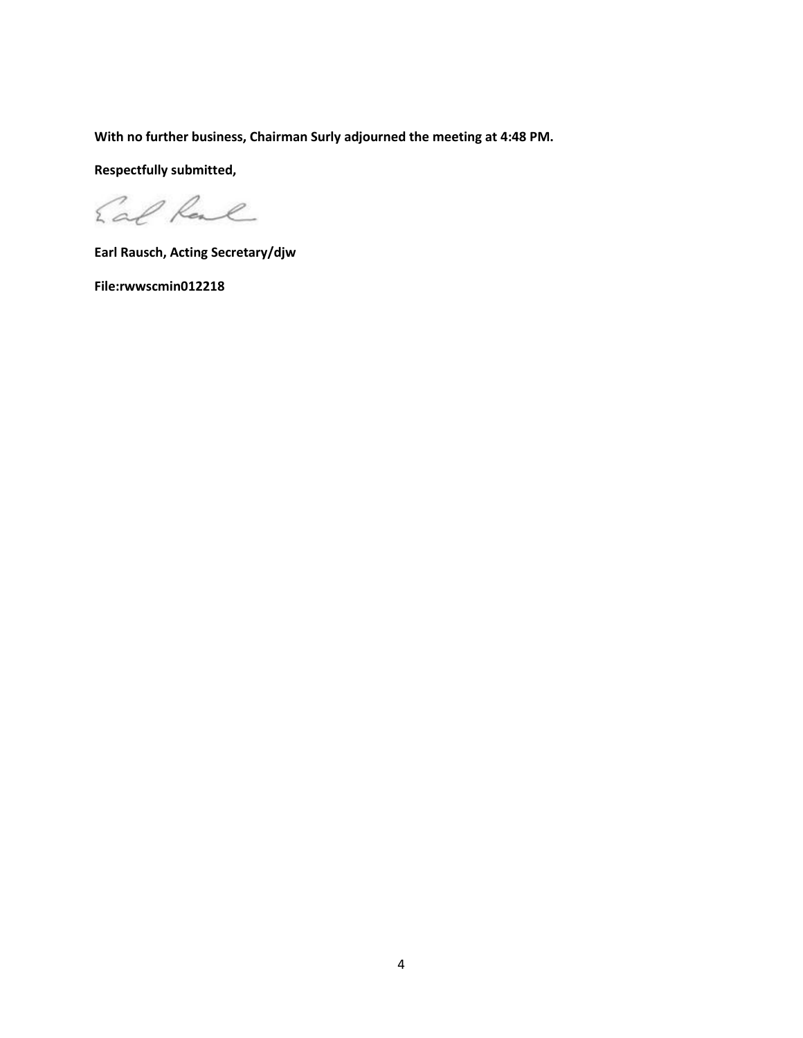**With no further business, Chairman Surly adjourned the meeting at 4:48 PM.**

**Respectfully submitted,**

**Earl Rausch, Acting Secretary/djw**

**File:rwwscmin012218**